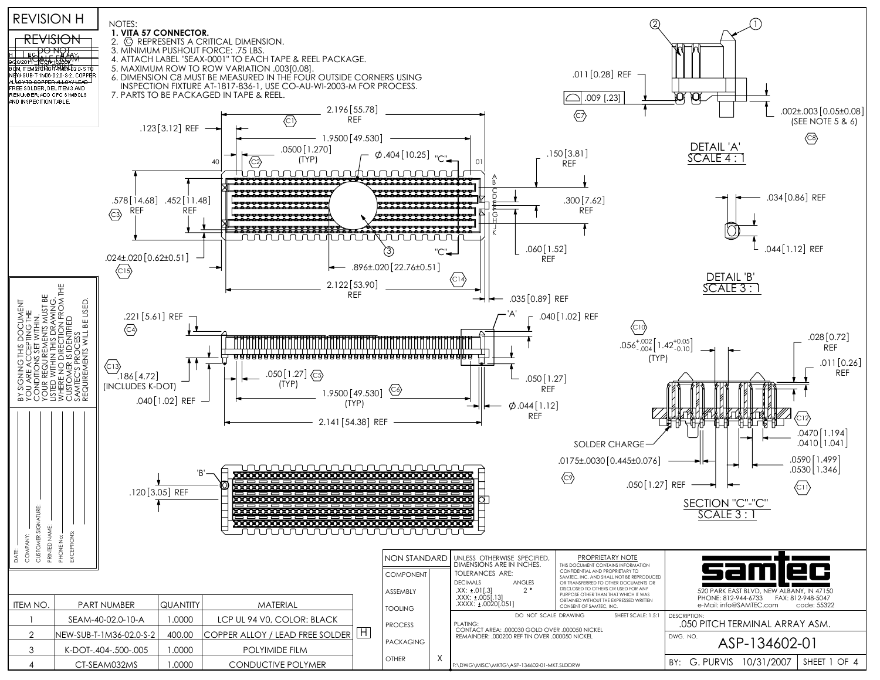REVISION H

| REVISION | | | |
|---|---|---|---|
| H | EC | DO NOT SCALE DRAWING | |
| 9/20/2011 | | | |

BOM, ITEM 2 CHANGED FROM NEW-SUB-T-1M36-02.0-S TO NEW-SUB-T-1M36-02.0-S-2, COPPER ALLOY TO COPPER ALLOY / LEAD FREE SOLDER, DEL ITEM 3 AND RENUMBER, ADD CPC SYMBOLS AND INSPECTION TABLE.

NOTES:

1. **VITA 57 CONNECTOR.**
2. Ⓒ REPRESENTS A CRITICAL DIMENSION.
3. MINIMUM PUSHOUT FORCE: .75 LBS.
4. ATTACH LABEL "SEAX-0001" TO EACH TAPE & REEL PACKAGE.
5. MAXIMUM ROW TO ROW VARIATION .003[0.08].
6. DIMENSION C8 MUST BE MEASURED IN THE FOUR OUTSIDE CORNERS USING INSPECTION FIXTURE AT-1817-836-1, USE CO-AU-WI-2003-M FOR PROCESS.
7. PARTS TO BE PACKAGED IN TAPE & REEL.

DETAIL 'A' SCALE 4 : 1

DETAIL 'B' SCALE 3 : 1

SECTION "C"-"C" SCALE 3 : 1

BY SIGNING THIS DOCUMENT YOU ARE ACCEPTING THE CONDITIONS SET WITHIN. YOUR REQUIREMENTS MUST BE LISTED WITHIN THIS DRAWING. WHERE NO DIRECTION FROM THE CUSTOMER IS IDENTIFIED SAMTEC'S PROCESS REQUIREMENTS WILL BE USED.

DATE:
COMPANY:
CUSTOMER SIGNATURE:
PRINTED NAME:
PHONE No:
EXCEPTIONS:

| ITEM NO. | PART NUMBER | QUANTITY | MATERIAL |
|---|---|---|---|
| 1 | SEAM-40-02.0-10-A | 1.0000 | LCP UL 94 V0, COLOR: BLACK |
| 2 | NEW-SUB-T-1M36-02.0-S-2 | 400.00 | COPPER ALLOY / LEAD FREE SOLDER (H) |
| 3 | K-DOT-.404-.500-.005 | 1.0000 | POLYIMIDE FILM |
| 4 | CT-SEAM032MS | 1.0000 | CONDUCTIVE POLYMER |

| NON STANDARD | |
|---|---|
| COMPONENT | |
| ASSEMBLY | |
| TOOLING | |
| PROCESS | |
| PACKAGING | |
| OTHER | X |

UNLESS OTHERWISE SPECIFIED, DIMENSIONS ARE IN INCHES.
TOLERANCES ARE:
DECIMALS .XX: ±.01[.3] .XXX: ±.005[.13] .XXXX: ±.0020[.051]
ANGLES 2°

PROPRIETARY NOTE: THIS DOCUMENT CONTAINS INFORMATION CONFIDENTIAL AND PROPRIETARY TO SAMTEC, INC. AND SHALL NOT BE REPRODUCED OR TRANSFERRED TO OTHER DOCUMENTS OR DISCLOSED TO OTHERS OR USED FOR ANY PURPOSE OTHER THAN THAT WHICH IT WAS OBTAINED WITHOUT THE EXPRESSED WRITTEN CONSENT OF SAMTEC, INC.

DO NOT SCALE DRAWING — SHEET SCALE: 1.5:1

PLATING:
CONTACT AREA: .000030 GOLD OVER .000050 NICKEL
REMAINDER: .000200 REF TIN OVER .000050 NICKEL

F:\DWG\MISC\MKTG\ASP-134602-01-MKT.SLDDRW

samtec
520 PARK EAST BLVD, NEW ALBANY, IN 47150
PHONE: 812-944-6733 FAX: 812-948-5047
e-Mail: info@SAMTEC.com code: 55322

DESCRIPTION: .050 PITCH TERMINAL ARRAY ASM.

DWG. NO. ASP-134602-01

BY: G. PURVIS 10/31/2007 SHEET 1 OF 4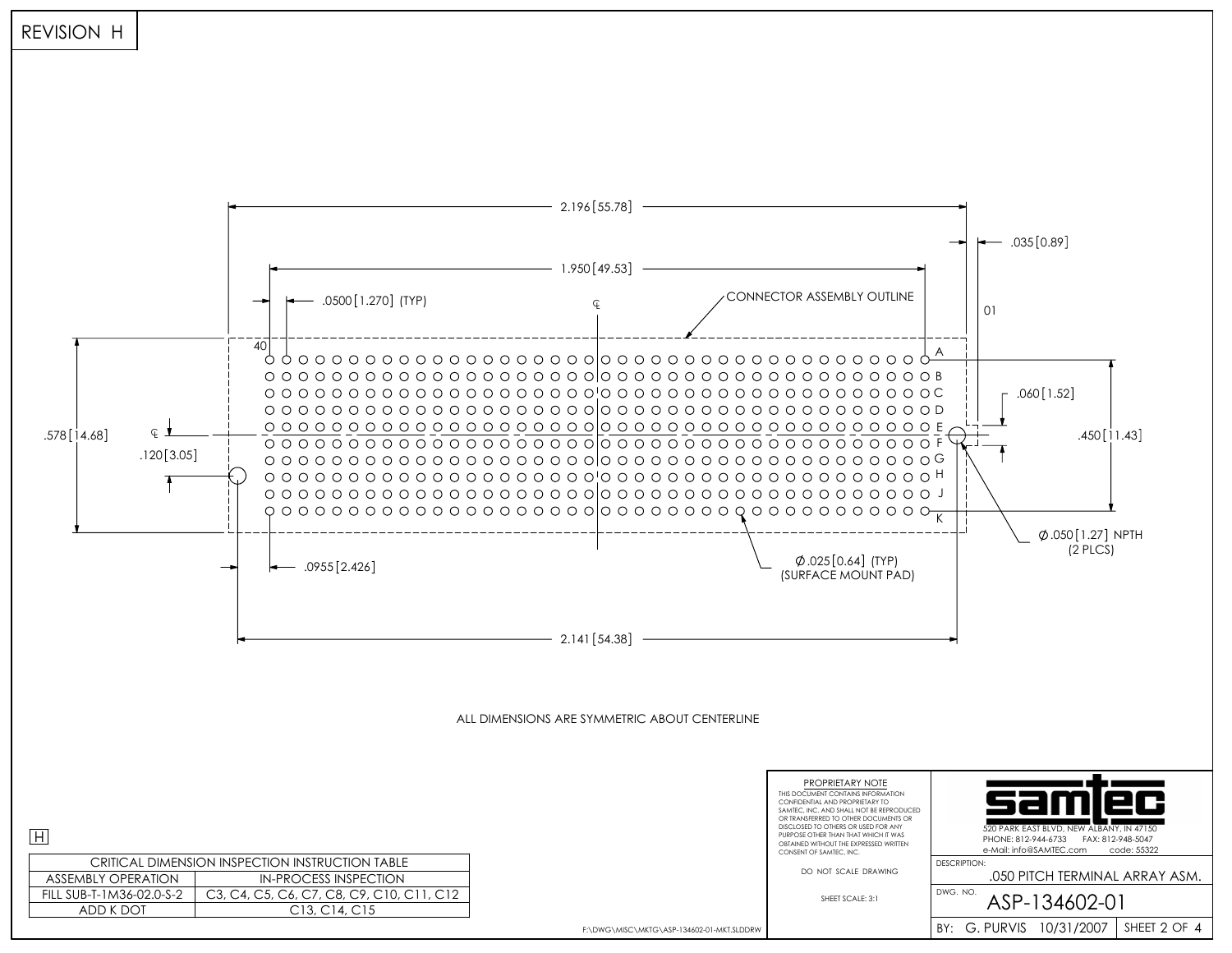REVISION H

2.196 [55.78]

.035 [0.89]

1.950 [49.53]

.0500 [1.270] (TYP)

CONNECTOR ASSEMBLY OUTLINE

01

40

A B C D E F G H J K

.578 [14.68]

.120 [3.05]

.060 [1.52]

.450 [11.43]

Ø.050 [1.27] NPTH (2 PLCS)

Ø.025 [0.64] (TYP) (SURFACE MOUNT PAD)

.0955 [2.426]

2.141 [54.38]

ALL DIMENSIONS ARE SYMMETRIC ABOUT CENTERLINE

H

| CRITICAL DIMENSION INSPECTION INSTRUCTION TABLE | |
|---|---|
| ASSEMBLY OPERATION | IN-PROCESS INSPECTION |
| FILL SUB-T-1M36-02.0-S-2 | C3, C4, C5, C6, C7, C8, C9, C10, C11, C12 |
| ADD K DOT | C13, C14, C15 |

F:\DWG\MISC\MKTG\ASP-134602-01-MKT.SLDDRW

PROPRIETARY NOTE
THIS DOCUMENT CONTAINS INFORMATION CONFIDENTIAL AND PROPRIETARY TO SAMTEC, INC. AND SHALL NOT BE REPRODUCED OR TRANSFERRED TO OTHER DOCUMENTS OR DISCLOSED TO OTHERS OR USED FOR ANY PURPOSE OTHER THAN THAT WHICH IT WAS OBTAINED WITHOUT THE EXPRESSED WRITTEN CONSENT OF SAMTEC, INC.

DO NOT SCALE DRAWING

SHEET SCALE: 3:1

samtec
520 PARK EAST BLVD, NEW ALBANY, IN 47150
PHONE: 812-944-6733 FAX: 812-948-5047
e-Mail: info@SAMTEC.com code: 55322

DESCRIPTION: .050 PITCH TERMINAL ARRAY ASM.

DWG. NO. ASP-134602-01

BY: G. PURVIS 10/31/2007 SHEET 2 OF 4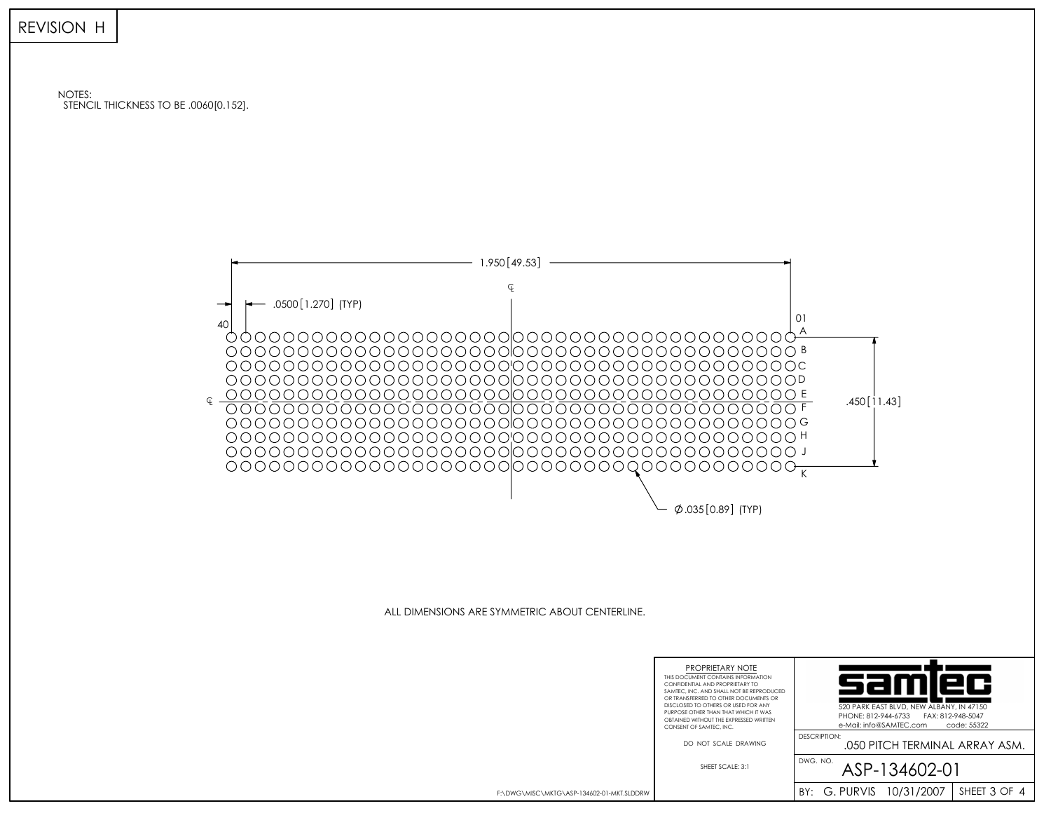REVISION H

NOTES:
STENCIL THICKNESS TO BE .0060[0.152].

1.950 [49.53]

.0500 [1.270] (TYP)

40

01

A
B
C
D
E
F
G
H
J
K

.450 [11.43]

Ø.035 [0.89] (TYP)

ALL DIMENSIONS ARE SYMMETRIC ABOUT CENTERLINE.

PROPRIETARY NOTE
THIS DOCUMENT CONTAINS INFORMATION CONFIDENTIAL AND PROPRIETARY TO SAMTEC, INC. AND SHALL NOT BE REPRODUCED OR TRANSFERRED TO OTHER DOCUMENTS OR DISCLOSED TO OTHERS OR USED FOR ANY PURPOSE OTHER THAN THAT WHICH IT WAS OBTAINED WITHOUT THE EXPRESSED WRITTEN CONSENT OF SAMTEC, INC.

DO NOT SCALE DRAWING

SHEET SCALE: 3:1

samtec
520 PARK EAST BLVD, NEW ALBANY, IN 47150
PHONE: 812-944-6733 FAX: 812-948-5047
e-Mail: info@SAMTEC.com code: 55322

DESCRIPTION: .050 PITCH TERMINAL ARRAY ASM.

DWG. NO. ASP-134602-01

BY: G. PURVIS 10/31/2007 SHEET 3 OF 4

F:\DWG\MISC\MKTG\ASP-134602-01-MKT.SLDDRW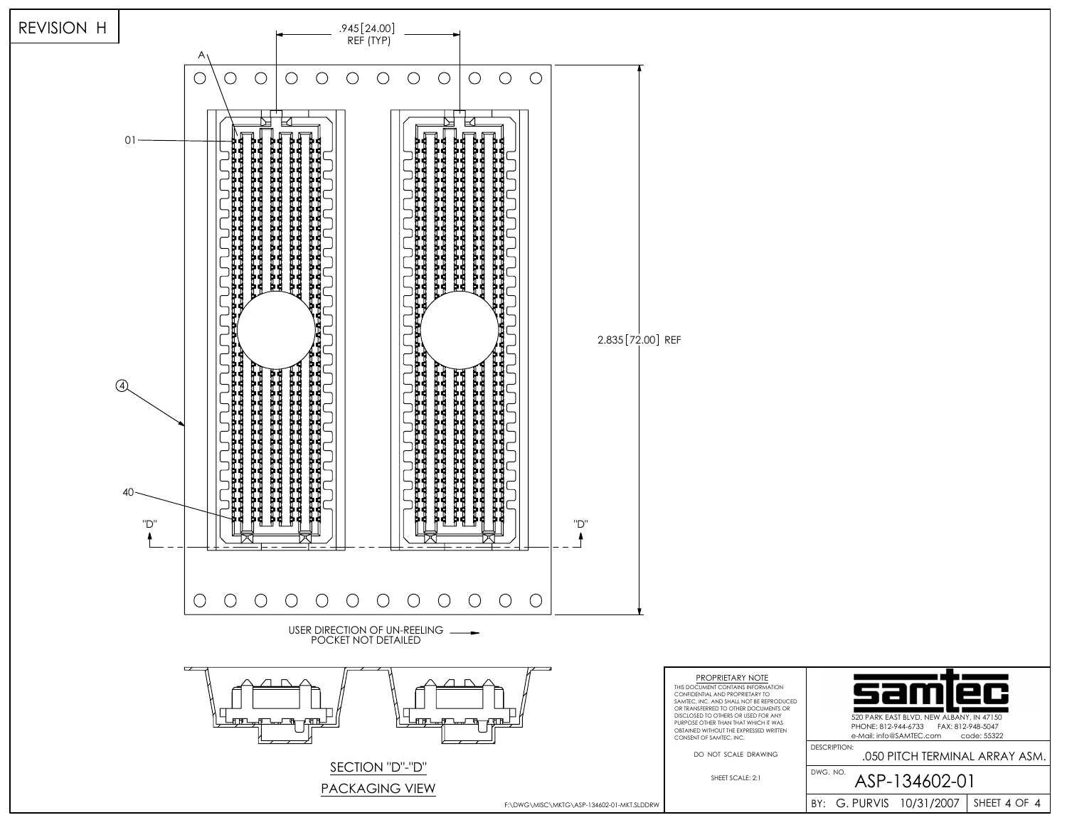REVISION H

.945 [24.00] REF (TYP)

A

01

4

40

"D"

"D"

2.835 [72.00] REF

USER DIRECTION OF UN-REELING
POCKET NOT DETAILED

SECTION "D"-"D"

PACKAGING VIEW

PROPRIETARY NOTE

THIS DOCUMENT CONTAINS INFORMATION CONFIDENTIAL AND PROPRIETARY TO SAMTEC, INC. AND SHALL NOT BE REPRODUCED OR TRANSFERRED TO OTHER DOCUMENTS OR DISCLOSED TO OTHERS OR USED FOR ANY PURPOSE OTHER THAN THAT WHICH IT WAS OBTAINED WITHOUT THE EXPRESSED WRITTEN CONSENT OF SAMTEC, INC.

DO NOT SCALE DRAWING

SHEET SCALE: 2:1

samtec

520 PARK EAST BLVD, NEW ALBANY, IN 47150
PHONE: 812-944-6733 FAX: 812-948-5047
e-Mail: info@SAMTEC.com code: 55322

DESCRIPTION: .050 PITCH TERMINAL ARRAY ASM.

DWG. NO. ASP-134602-01

BY: G. PURVIS 10/31/2007

F:\DWG\MISC\MKTG\ASP-134602-01-MKT.SLDDRW